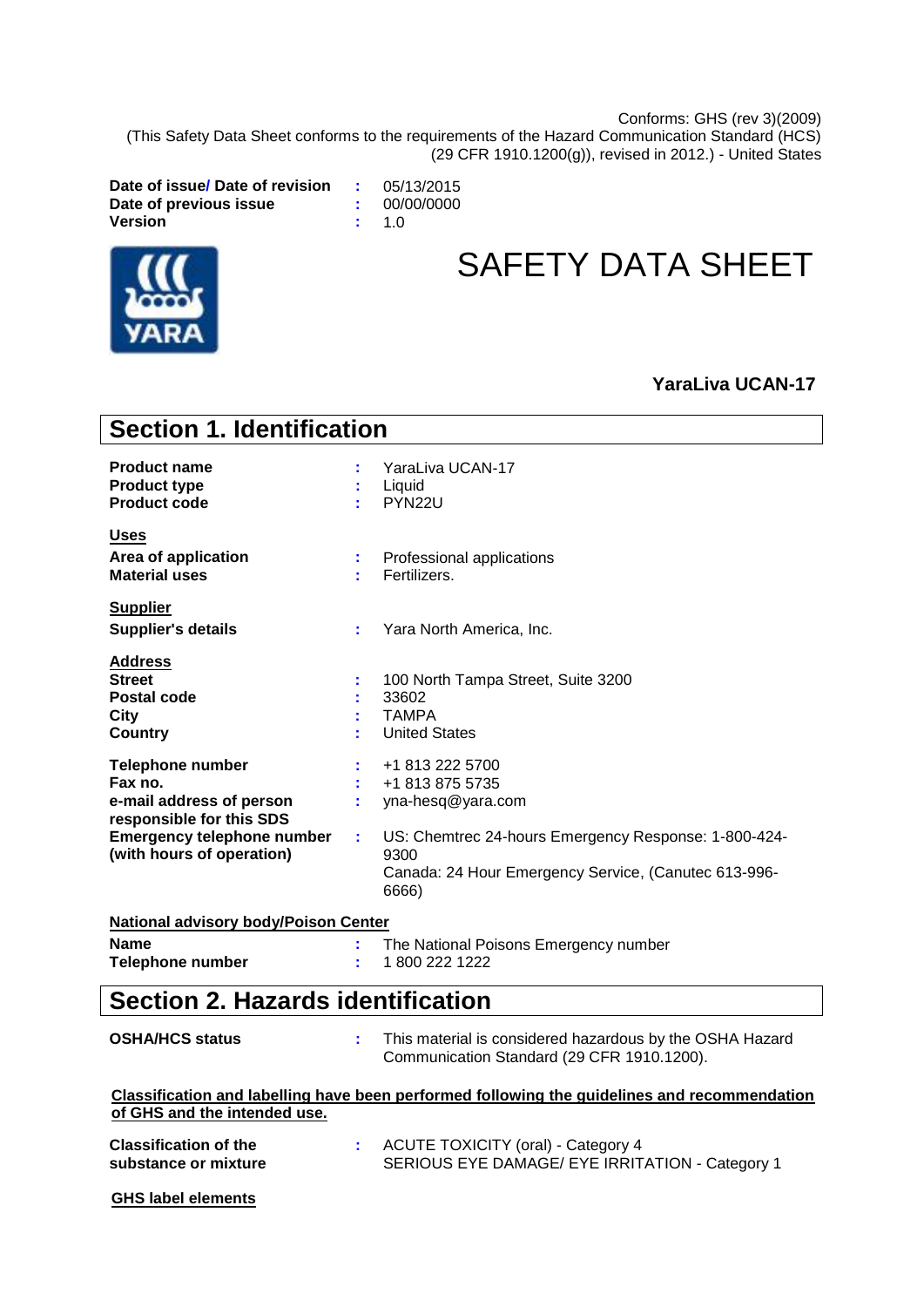Conforms: GHS (rev 3)(2009)
(This Safety Data Sheet conforms to the requirements of the Hazard Communication Standard (HCS) (29 CFR 1910.1200(g)), revised in 2012.) - United States

**Date of issue/ Date of revision** : 05/13/2015
**Date of previous issue** : 00/00/0000
**Version** : 1.0

# SAFETY DATA SHEET

**YaraLiva UCAN-17**

## Section 1. Identification

**Product name** : YaraLiva UCAN-17
**Product type** : Liquid
**Product code** : PYN22U

**Uses**
**Area of application** : Professional applications
**Material uses** : Fertilizers.

**Supplier**
**Supplier's details** : Yara North America, Inc.

**Address**
**Street** : 100 North Tampa Street, Suite 3200
**Postal code** : 33602
**City** : TAMPA
**Country** : United States

**Telephone number** : +1 813 222 5700
**Fax no.** : +1 813 875 5735
**e-mail address of person responsible for this SDS** : yna-hesq@yara.com
**Emergency telephone number (with hours of operation)** : US: Chemtrec 24-hours Emergency Response: 1-800-424-9300
Canada: 24 Hour Emergency Service, (Canutec 613-996-6666)

**National advisory body/Poison Center**
**Name** : The National Poisons Emergency number
**Telephone number** : 1 800 222 1222

## Section 2. Hazards identification

**OSHA/HCS status** : This material is considered hazardous by the OSHA Hazard Communication Standard (29 CFR 1910.1200).

**Classification and labelling have been performed following the guidelines and recommendation of GHS and the intended use.**

**Classification of the substance or mixture** : ACUTE TOXICITY (oral) - Category 4
SERIOUS EYE DAMAGE/ EYE IRRITATION - Category 1

**GHS label elements**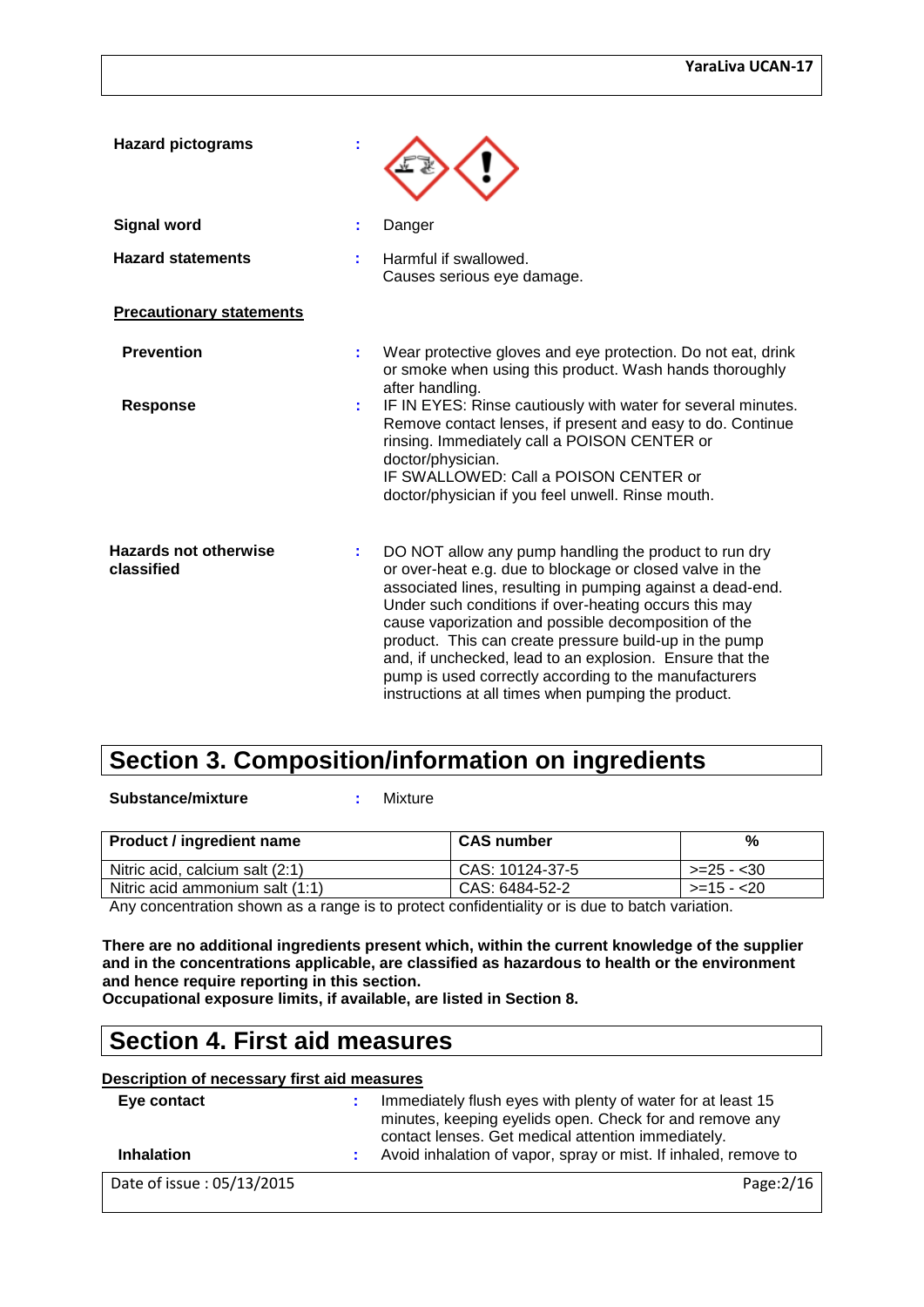**Hazard pictograms** :

**Signal word** : Danger

**Hazard statements** : Harmful if swallowed.
Causes serious eye damage.

**Precautionary statements**

**Prevention** : Wear protective gloves and eye protection. Do not eat, drink or smoke when using this product. Wash hands thoroughly after handling.

**Response** : IF IN EYES: Rinse cautiously with water for several minutes. Remove contact lenses, if present and easy to do. Continue rinsing. Immediately call a POISON CENTER or doctor/physician.
IF SWALLOWED: Call a POISON CENTER or doctor/physician if you feel unwell. Rinse mouth.

**Hazards not otherwise classified** : DO NOT allow any pump handling the product to run dry or over-heat e.g. due to blockage or closed valve in the associated lines, resulting in pumping against a dead-end. Under such conditions if over-heating occurs this may cause vaporization and possible decomposition of the product. This can create pressure build-up in the pump and, if unchecked, lead to an explosion. Ensure that the pump is used correctly according to the manufacturers instructions at all times when pumping the product.

# Section 3. Composition/information on ingredients

**Substance/mixture** : Mixture

| Product / ingredient name | CAS number | % |
|---|---|---|
| Nitric acid, calcium salt (2:1) | CAS: 10124-37-5 | >=25 - <30 |
| Nitric acid ammonium salt (1:1) | CAS: 6484-52-2 | >=15 - <20 |

Any concentration shown as a range is to protect confidentiality or is due to batch variation.

**There are no additional ingredients present which, within the current knowledge of the supplier and in the concentrations applicable, are classified as hazardous to health or the environment and hence require reporting in this section.**
**Occupational exposure limits, if available, are listed in Section 8.**

# Section 4. First aid measures

**Description of necessary first aid measures**

**Eye contact** : Immediately flush eyes with plenty of water for at least 15 minutes, keeping eyelids open. Check for and remove any contact lenses. Get medical attention immediately.

**Inhalation** : Avoid inhalation of vapor, spray or mist. If inhaled, remove to

Date of issue : 05/13/2015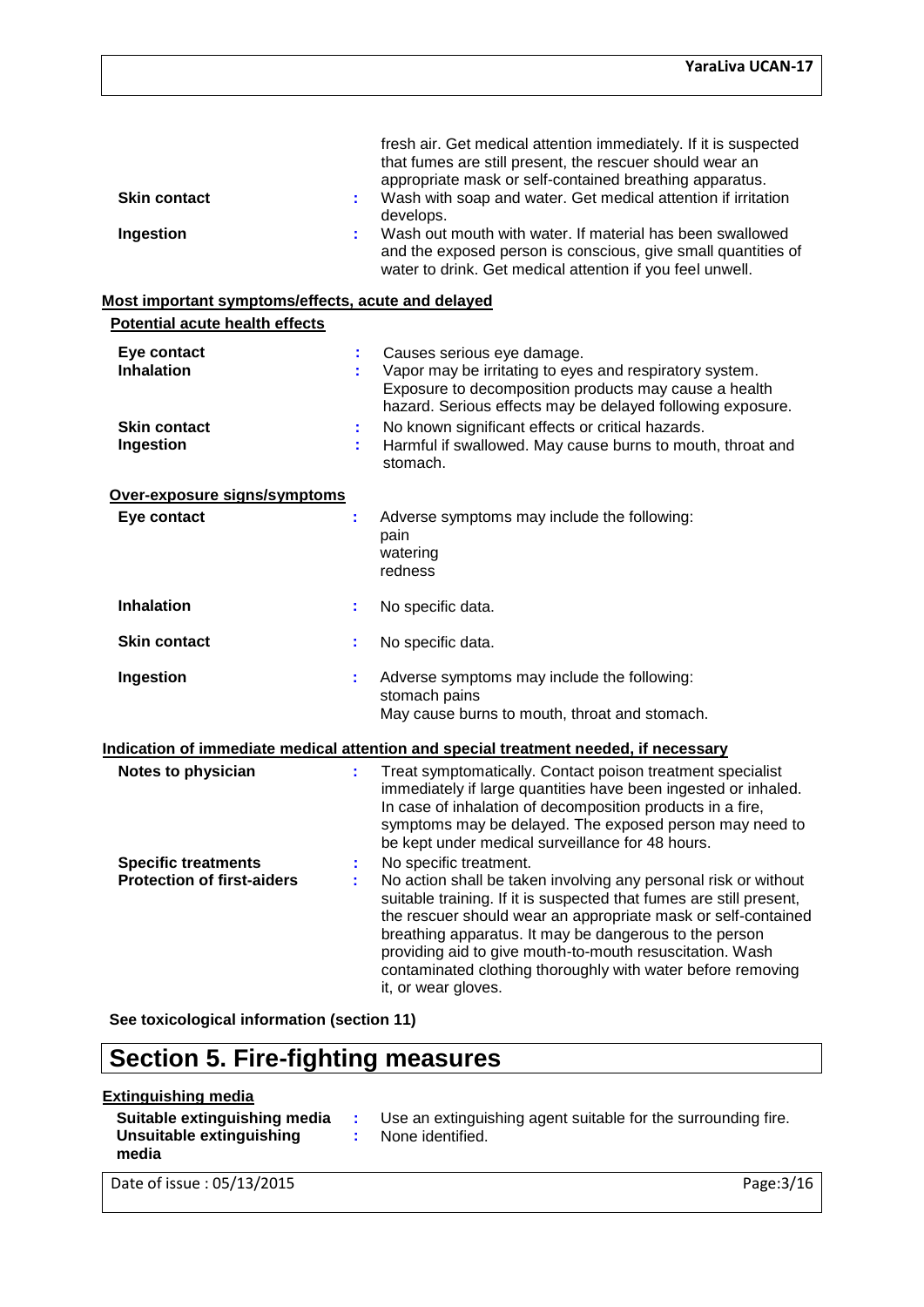fresh air. Get medical attention immediately. If it is suspected that fumes are still present, the rescuer should wear an appropriate mask or self-contained breathing apparatus.

| | | |
|---|---|---|
| **Skin contact** | : | Wash with soap and water. Get medical attention if irritation develops. |
| **Ingestion** | : | Wash out mouth with water. If material has been swallowed and the exposed person is conscious, give small quantities of water to drink. Get medical attention if you feel unwell. |

**Most important symptoms/effects, acute and delayed**

**Potential acute health effects**

| | | |
|---|---|---|
| **Eye contact** | : | Causes serious eye damage. |
| **Inhalation** | : | Vapor may be irritating to eyes and respiratory system. Exposure to decomposition products may cause a health hazard. Serious effects may be delayed following exposure. |
| **Skin contact** | : | No known significant effects or critical hazards. |
| **Ingestion** | : | Harmful if swallowed. May cause burns to mouth, throat and stomach. |

**Over-exposure signs/symptoms**

| | | |
|---|---|---|
| **Eye contact** | : | Adverse symptoms may include the following:<br>pain<br>watering<br>redness |
| **Inhalation** | : | No specific data. |
| **Skin contact** | : | No specific data. |
| **Ingestion** | : | Adverse symptoms may include the following:<br>stomach pains<br>May cause burns to mouth, throat and stomach. |

**Indication of immediate medical attention and special treatment needed, if necessary**

| | | |
|---|---|---|
| **Notes to physician** | : | Treat symptomatically. Contact poison treatment specialist immediately if large quantities have been ingested or inhaled. In case of inhalation of decomposition products in a fire, symptoms may be delayed. The exposed person may need to be kept under medical surveillance for 48 hours. |
| **Specific treatments** | : | No specific treatment. |
| **Protection of first-aiders** | : | No action shall be taken involving any personal risk or without suitable training. If it is suspected that fumes are still present, the rescuer should wear an appropriate mask or self-contained breathing apparatus. It may be dangerous to the person providing aid to give mouth-to-mouth resuscitation. Wash contaminated clothing thoroughly with water before removing it, or wear gloves. |

**See toxicological information (section 11)**

# Section 5. Fire-fighting measures

**Extinguishing media**

| | | |
|---|---|---|
| **Suitable extinguishing media** | : | Use an extinguishing agent suitable for the surrounding fire. |
| **Unsuitable extinguishing media** | : | None identified. |

Date of issue : 05/13/2015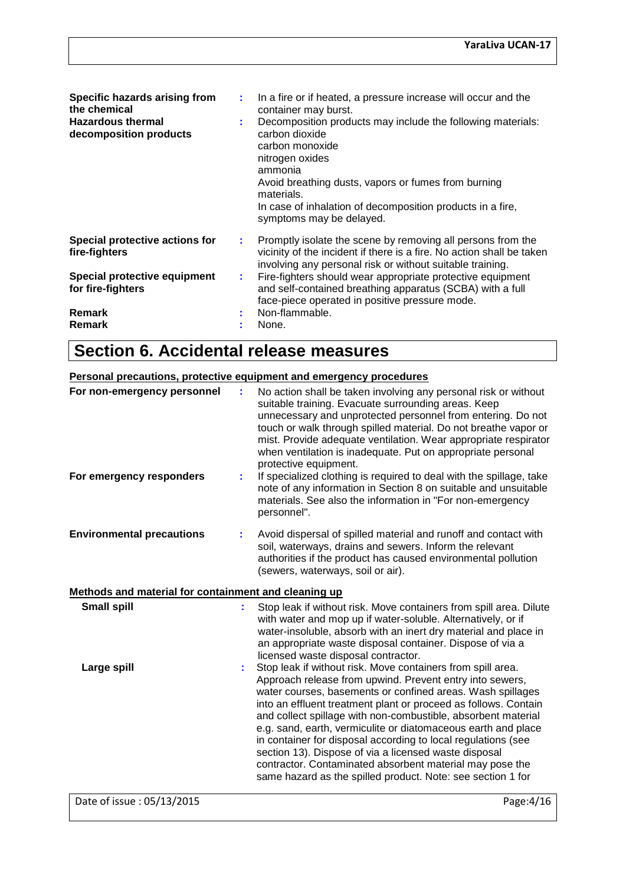| | | |
|---|---|---|
| **Specific hazards arising from the chemical** | : | In a fire or if heated, a pressure increase will occur and the container may burst. |
| **Hazardous thermal decomposition products** | : | Decomposition products may include the following materials: carbon dioxide<br>carbon monoxide<br>nitrogen oxides<br>ammonia<br>Avoid breathing dusts, vapors or fumes from burning materials.<br>In case of inhalation of decomposition products in a fire, symptoms may be delayed. |
| **Special protective actions for fire-fighters** | : | Promptly isolate the scene by removing all persons from the vicinity of the incident if there is a fire. No action shall be taken involving any personal risk or without suitable training. |
| **Special protective equipment for fire-fighters** | : | Fire-fighters should wear appropriate protective equipment and self-contained breathing apparatus (SCBA) with a full face-piece operated in positive pressure mode. |
| **Remark** | : | Non-flammable. |
| **Remark** | : | None. |

# Section 6. Accidental release measures

**Personal precautions, protective equipment and emergency procedures**

| | | |
|---|---|---|
| **For non-emergency personnel** | : | No action shall be taken involving any personal risk or without suitable training. Evacuate surrounding areas. Keep unnecessary and unprotected personnel from entering. Do not touch or walk through spilled material. Do not breathe vapor or mist. Provide adequate ventilation. Wear appropriate respirator when ventilation is inadequate. Put on appropriate personal protective equipment. |
| **For emergency responders** | : | If specialized clothing is required to deal with the spillage, take note of any information in Section 8 on suitable and unsuitable materials. See also the information in "For non-emergency personnel". |
| **Environmental precautions** | : | Avoid dispersal of spilled material and runoff and contact with soil, waterways, drains and sewers. Inform the relevant authorities if the product has caused environmental pollution (sewers, waterways, soil or air). |

**Methods and material for containment and cleaning up**

| | | |
|---|---|---|
| **Small spill** | : | Stop leak if without risk. Move containers from spill area. Dilute with water and mop up if water-soluble. Alternatively, or if water-insoluble, absorb with an inert dry material and place in an appropriate waste disposal container. Dispose of via a licensed waste disposal contractor. |
| **Large spill** | : | Stop leak if without risk. Move containers from spill area. Approach release from upwind. Prevent entry into sewers, water courses, basements or confined areas. Wash spillages into an effluent treatment plant or proceed as follows. Contain and collect spillage with non-combustible, absorbent material e.g. sand, earth, vermiculite or diatomaceous earth and place in container for disposal according to local regulations (see section 13). Dispose of via a licensed waste disposal contractor. Contaminated absorbent material may pose the same hazard as the spilled product. Note: see section 1 for |

Date of issue : 05/13/2015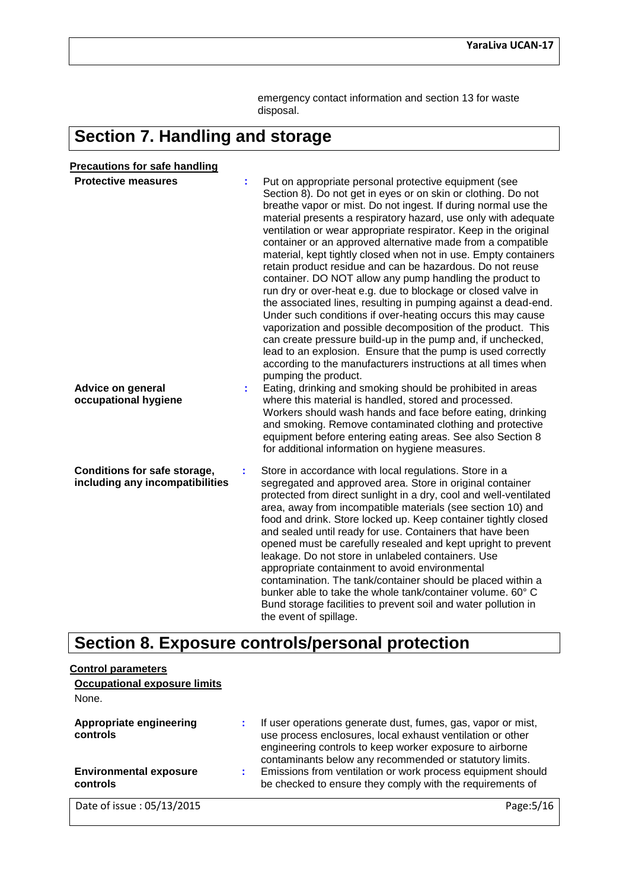emergency contact information and section 13 for waste disposal.

# Section 7. Handling and storage

**Precautions for safe handling**

**Protective measures** : Put on appropriate personal protective equipment (see Section 8). Do not get in eyes or on skin or clothing. Do not breathe vapor or mist. Do not ingest. If during normal use the material presents a respiratory hazard, use only with adequate ventilation or wear appropriate respirator. Keep in the original container or an approved alternative made from a compatible material, kept tightly closed when not in use. Empty containers retain product residue and can be hazardous. Do not reuse container. DO NOT allow any pump handling the product to run dry or over-heat e.g. due to blockage or closed valve in the associated lines, resulting in pumping against a dead-end. Under such conditions if over-heating occurs this may cause vaporization and possible decomposition of the product. This can create pressure build-up in the pump and, if unchecked, lead to an explosion. Ensure that the pump is used correctly according to the manufacturers instructions at all times when pumping the product.

**Advice on general occupational hygiene** : Eating, drinking and smoking should be prohibited in areas where this material is handled, stored and processed. Workers should wash hands and face before eating, drinking and smoking. Remove contaminated clothing and protective equipment before entering eating areas. See also Section 8 for additional information on hygiene measures.

**Conditions for safe storage, including any incompatibilities** : Store in accordance with local regulations. Store in a segregated and approved area. Store in original container protected from direct sunlight in a dry, cool and well-ventilated area, away from incompatible materials (see section 10) and food and drink. Store locked up. Keep container tightly closed and sealed until ready for use. Containers that have been opened must be carefully resealed and kept upright to prevent leakage. Do not store in unlabeled containers. Use appropriate containment to avoid environmental contamination. The tank/container should be placed within a bunker able to take the whole tank/container volume. 60° C Bund storage facilities to prevent soil and water pollution in the event of spillage.

# Section 8. Exposure controls/personal protection

**Control parameters**

**Occupational exposure limits**

None.

**Appropriate engineering controls** : If user operations generate dust, fumes, gas, vapor or mist, use process enclosures, local exhaust ventilation or other engineering controls to keep worker exposure to airborne contaminants below any recommended or statutory limits.

**Environmental exposure controls** : Emissions from ventilation or work process equipment should be checked to ensure they comply with the requirements of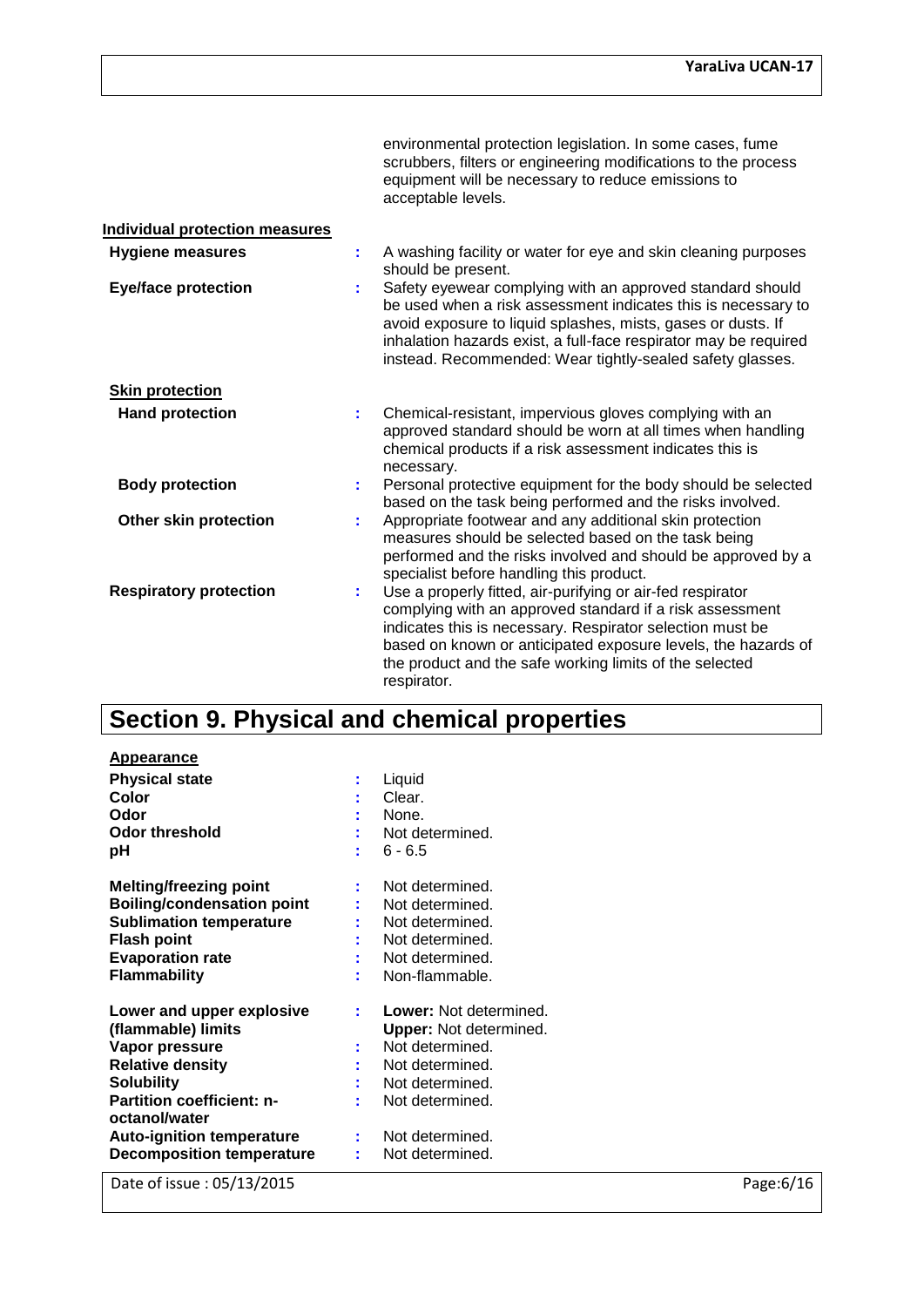environmental protection legislation. In some cases, fume scrubbers, filters or engineering modifications to the process equipment will be necessary to reduce emissions to acceptable levels.

**Individual protection measures**

| | | |
|---|---|---|
| **Hygiene measures** | : | A washing facility or water for eye and skin cleaning purposes should be present. |
| **Eye/face protection** | : | Safety eyewear complying with an approved standard should be used when a risk assessment indicates this is necessary to avoid exposure to liquid splashes, mists, gases or dusts. If inhalation hazards exist, a full-face respirator may be required instead. Recommended: Wear tightly-sealed safety glasses. |

**Skin protection**

| | | |
|---|---|---|
| **Hand protection** | : | Chemical-resistant, impervious gloves complying with an approved standard should be worn at all times when handling chemical products if a risk assessment indicates this is necessary. |
| **Body protection** | : | Personal protective equipment for the body should be selected based on the task being performed and the risks involved. |
| **Other skin protection** | : | Appropriate footwear and any additional skin protection measures should be selected based on the task being performed and the risks involved and should be approved by a specialist before handling this product. |
| **Respiratory protection** | : | Use a properly fitted, air-purifying or air-fed respirator complying with an approved standard if a risk assessment indicates this is necessary. Respirator selection must be based on known or anticipated exposure levels, the hazards of the product and the safe working limits of the selected respirator. |

# Section 9. Physical and chemical properties

**Appearance**

| | | |
|---|---|---|
| **Physical state** | : | Liquid |
| **Color** | : | Clear. |
| **Odor** | : | None. |
| **Odor threshold** | : | Not determined. |
| **pH** | : | 6 - 6.5 |
| **Melting/freezing point** | : | Not determined. |
| **Boiling/condensation point** | : | Not determined. |
| **Sublimation temperature** | : | Not determined. |
| **Flash point** | : | Not determined. |
| **Evaporation rate** | : | Not determined. |
| **Flammability** | : | Non-flammable. |
| **Lower and upper explosive (flammable) limits** | : | **Lower:** Not determined.<br>**Upper:** Not determined. |
| **Vapor pressure** | : | Not determined. |
| **Relative density** | : | Not determined. |
| **Solubility** | : | Not determined. |
| **Partition coefficient: n-octanol/water** | : | Not determined. |
| **Auto-ignition temperature** | : | Not determined. |
| **Decomposition temperature** | : | Not determined. |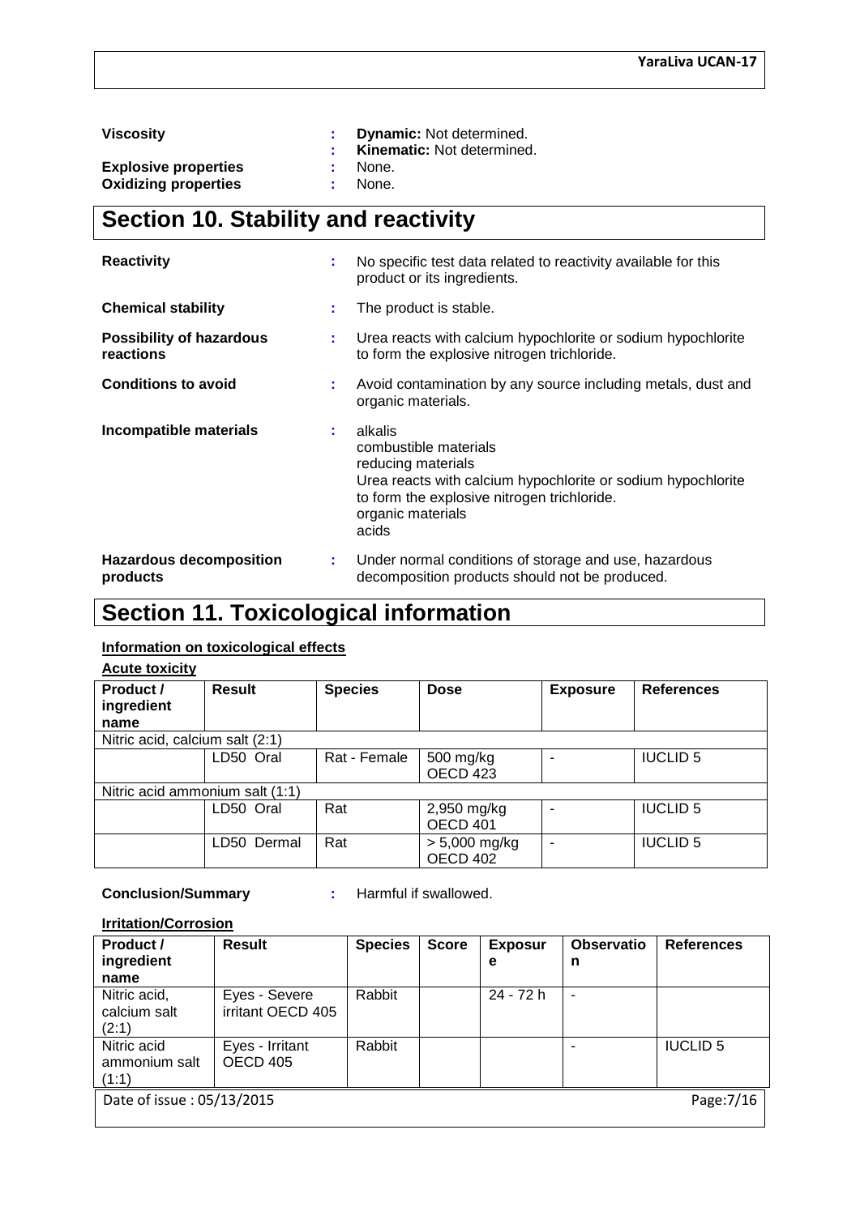| | | |
|---|---|---|
| **Viscosity** | : | **Dynamic:** Not determined. |
| | : | **Kinematic:** Not determined. |
| **Explosive properties** | : | None. |
| **Oxidizing properties** | : | None. |

# Section 10. Stability and reactivity

| | | |
|---|---|---|
| **Reactivity** | : | No specific test data related to reactivity available for this product or its ingredients. |
| **Chemical stability** | : | The product is stable. |
| **Possibility of hazardous reactions** | : | Urea reacts with calcium hypochlorite or sodium hypochlorite to form the explosive nitrogen trichloride. |
| **Conditions to avoid** | : | Avoid contamination by any source including metals, dust and organic materials. |
| **Incompatible materials** | : | alkalis<br>combustible materials<br>reducing materials<br>Urea reacts with calcium hypochlorite or sodium hypochlorite to form the explosive nitrogen trichloride.<br>organic materials<br>acids |
| **Hazardous decomposition products** | : | Under normal conditions of storage and use, hazardous decomposition products should not be produced. |

# Section 11. Toxicological information

**Information on toxicological effects**

**Acute toxicity**

| Product / ingredient name | Result | Species | Dose | Exposure | References |
|---|---|---|---|---|---|
| Nitric acid, calcium salt (2:1) | | | | | |
| | LD50 Oral | Rat - Female | 500 mg/kg OECD 423 | - | IUCLID 5 |
| Nitric acid ammonium salt (1:1) | | | | | |
| | LD50 Oral | Rat | 2,950 mg/kg OECD 401 | - | IUCLID 5 |
| | LD50 Dermal | Rat | > 5,000 mg/kg OECD 402 | - | IUCLID 5 |

**Conclusion/Summary** : Harmful if swallowed.

**Irritation/Corrosion**

| Product / ingredient name | Result | Species | Score | Exposure | Observation | References |
|---|---|---|---|---|---|---|
| Nitric acid, calcium salt (2:1) | Eyes - Severe irritant OECD 405 | Rabbit | | 24 - 72 h | - | |
| Nitric acid ammonium salt (1:1) | Eyes - Irritant OECD 405 | Rabbit | | | - | IUCLID 5 |

Date of issue : 05/13/2015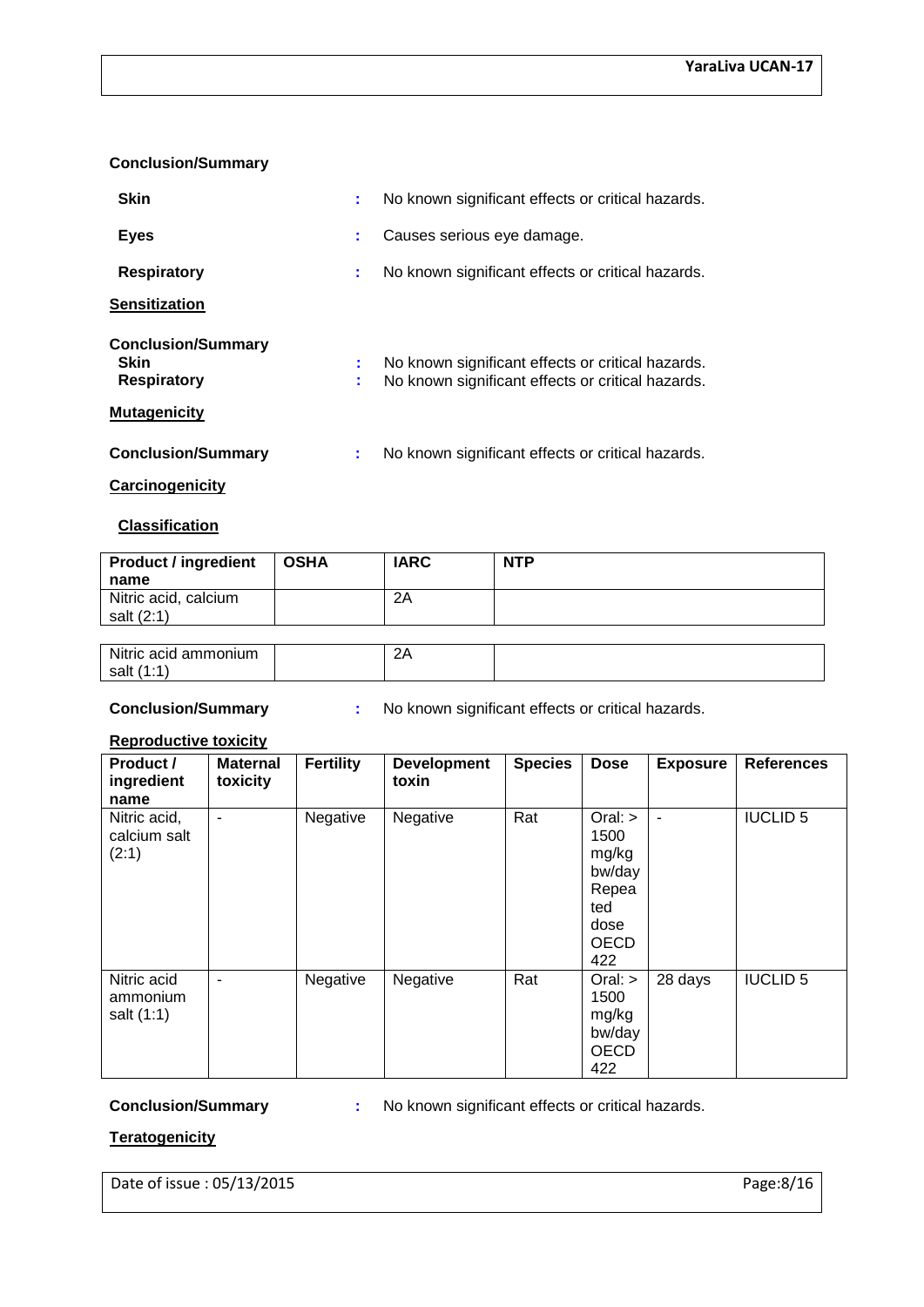**Conclusion/Summary**

**Skin** : No known significant effects or critical hazards.

**Eyes** : Causes serious eye damage.

**Respiratory** : No known significant effects or critical hazards.

**Sensitization**

**Conclusion/Summary**
**Skin** : No known significant effects or critical hazards.
**Respiratory** : No known significant effects or critical hazards.

**Mutagenicity**

**Conclusion/Summary** : No known significant effects or critical hazards.

**Carcinogenicity**

**Classification**

| Product / ingredient name | OSHA | IARC | NTP |
|---|---|---|---|
| Nitric acid, calcium salt (2:1) | | 2A | |
| Nitric acid ammonium salt (1:1) | | 2A | |

**Conclusion/Summary** : No known significant effects or critical hazards.

**Reproductive toxicity**

| Product / ingredient name | Maternal toxicity | Fertility | Development toxin | Species | Dose | Exposure | References |
|---|---|---|---|---|---|---|---|
| Nitric acid, calcium salt (2:1) | - | Negative | Negative | Rat | Oral: > 1500 mg/kg bw/day Repeated dose OECD 422 | - | IUCLID 5 |
| Nitric acid ammonium salt (1:1) | - | Negative | Negative | Rat | Oral: > 1500 mg/kg bw/day OECD 422 | 28 days | IUCLID 5 |

**Conclusion/Summary** : No known significant effects or critical hazards.

**Teratogenicity**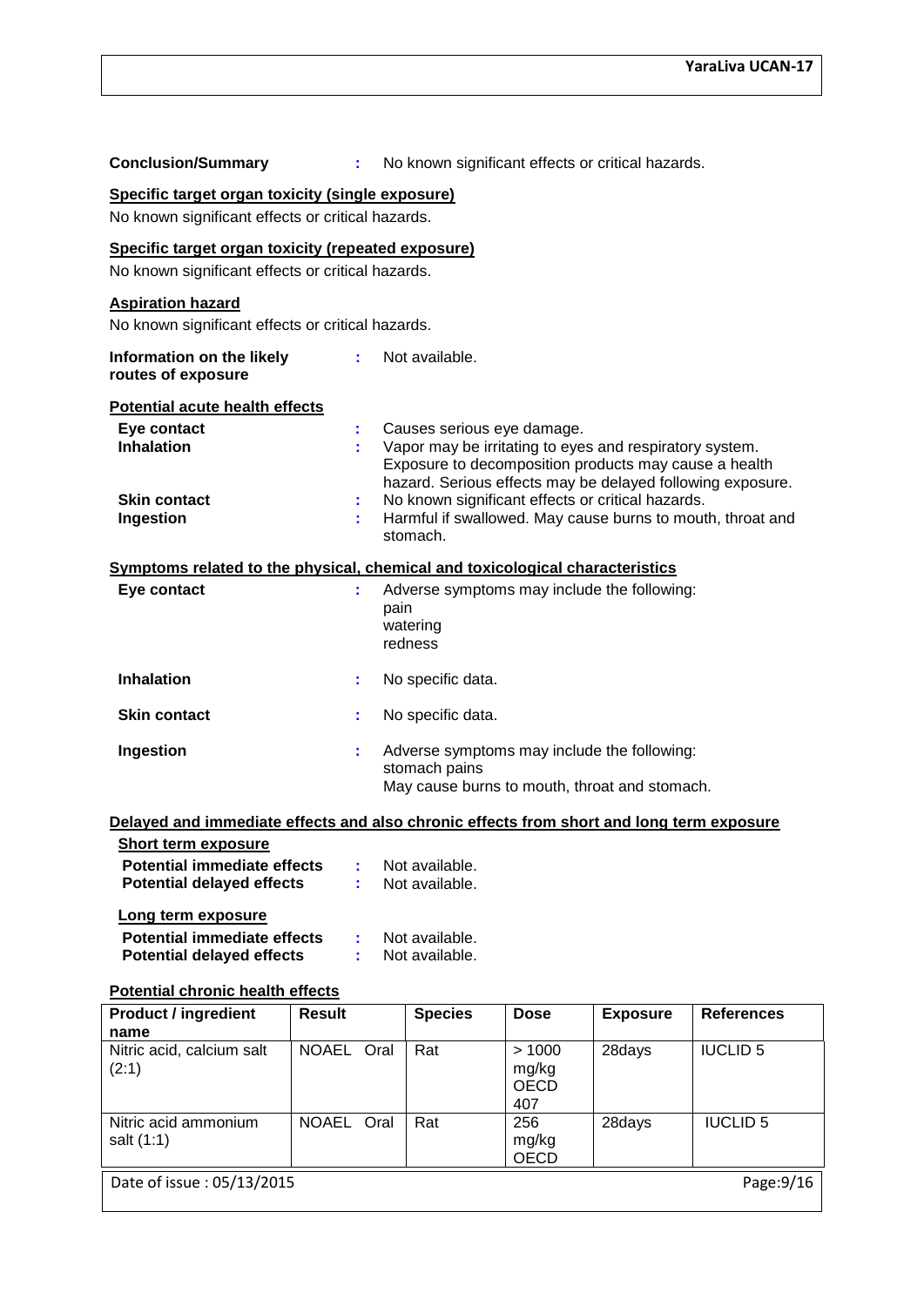**Conclusion/Summary** : No known significant effects or critical hazards.

**Specific target organ toxicity (single exposure)**

No known significant effects or critical hazards.

**Specific target organ toxicity (repeated exposure)**

No known significant effects or critical hazards.

**Aspiration hazard**

No known significant effects or critical hazards.

**Information on the likely routes of exposure** : Not available.

**Potential acute health effects**

**Eye contact** : Causes serious eye damage.

**Inhalation** : Vapor may be irritating to eyes and respiratory system. Exposure to decomposition products may cause a health hazard. Serious effects may be delayed following exposure.

**Skin contact** : No known significant effects or critical hazards.

**Ingestion** : Harmful if swallowed. May cause burns to mouth, throat and stomach.

**Symptoms related to the physical, chemical and toxicological characteristics**

**Eye contact** : Adverse symptoms may include the following:
pain
watering
redness

**Inhalation** : No specific data.

**Skin contact** : No specific data.

**Ingestion** : Adverse symptoms may include the following:
stomach pains
May cause burns to mouth, throat and stomach.

**Delayed and immediate effects and also chronic effects from short and long term exposure**

**Short term exposure**

**Potential immediate effects** : Not available.

**Potential delayed effects** : Not available.

**Long term exposure**

**Potential immediate effects** : Not available.

**Potential delayed effects** : Not available.

**Potential chronic health effects**

| Product / ingredient name | Result | Species | Dose | Exposure | References |
|---|---|---|---|---|---|
| Nitric acid, calcium salt (2:1) | NOAEL Oral | Rat | > 1000 mg/kg OECD 407 | 28days | IUCLID 5 |
| Nitric acid ammonium salt (1:1) | NOAEL Oral | Rat | 256 mg/kg OECD | 28days | IUCLID 5 |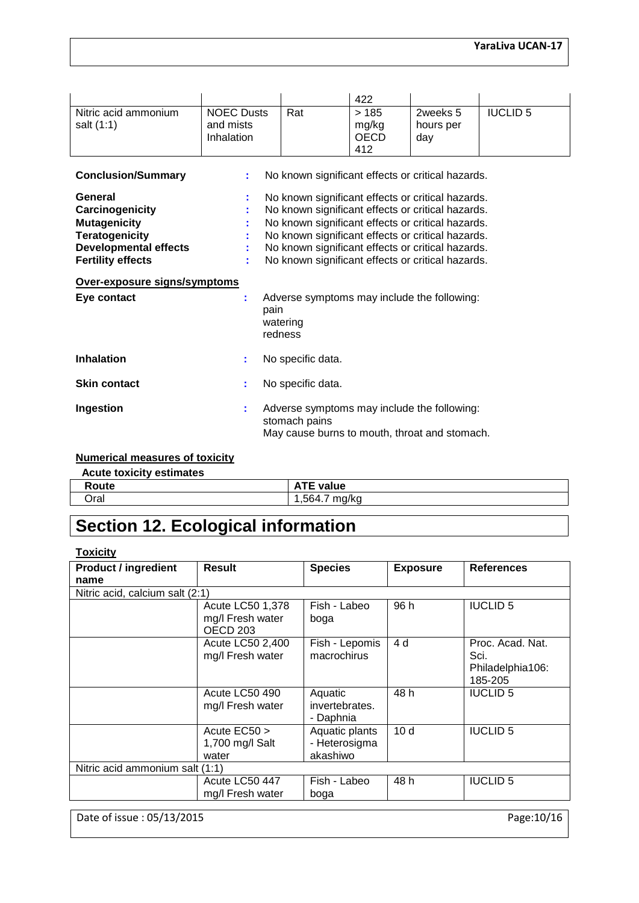| | | | 422 | | |
|---|---|---|---|---|---|
| Nitric acid ammonium salt (1:1) | NOEC Dusts and mists Inhalation | Rat | > 185 mg/kg OECD 412 | 2weeks 5 hours per day | IUCLID 5 |

**Conclusion/Summary** : No known significant effects or critical hazards.

**General** : No known significant effects or critical hazards.
**Carcinogenicity** : No known significant effects or critical hazards.
**Mutagenicity** : No known significant effects or critical hazards.
**Teratogenicity** : No known significant effects or critical hazards.
**Developmental effects** : No known significant effects or critical hazards.
**Fertility effects** : No known significant effects or critical hazards.

**Over-exposure signs/symptoms**

**Eye contact** : Adverse symptoms may include the following:
pain
watering
redness

**Inhalation** : No specific data.

**Skin contact** : No specific data.

**Ingestion** : Adverse symptoms may include the following:
stomach pains
May cause burns to mouth, throat and stomach.

**Numerical measures of toxicity**

**Acute toxicity estimates**

| Route | ATE value |
|---|---|
| Oral | 1,564.7 mg/kg |

# Section 12. Ecological information

**Toxicity**

| Product / ingredient name | Result | Species | Exposure | References |
|---|---|---|---|---|
| Nitric acid, calcium salt (2:1) | | | | |
| | Acute LC50 1,378 mg/l Fresh water OECD 203 | Fish - Labeo boga | 96 h | IUCLID 5 |
| | Acute LC50 2,400 mg/l Fresh water | Fish - Lepomis macrochirus | 4 d | Proc. Acad. Nat. Sci. Philadelphia106: 185-205 |
| | Acute LC50 490 mg/l Fresh water | Aquatic invertebrates. - Daphnia | 48 h | IUCLID 5 |
| | Acute EC50 > 1,700 mg/l Salt water | Aquatic plants - Heterosigma akashiwo | 10 d | IUCLID 5 |
| Nitric acid ammonium salt (1:1) | | | | |
| | Acute LC50 447 mg/l Fresh water | Fish - Labeo boga | 48 h | IUCLID 5 |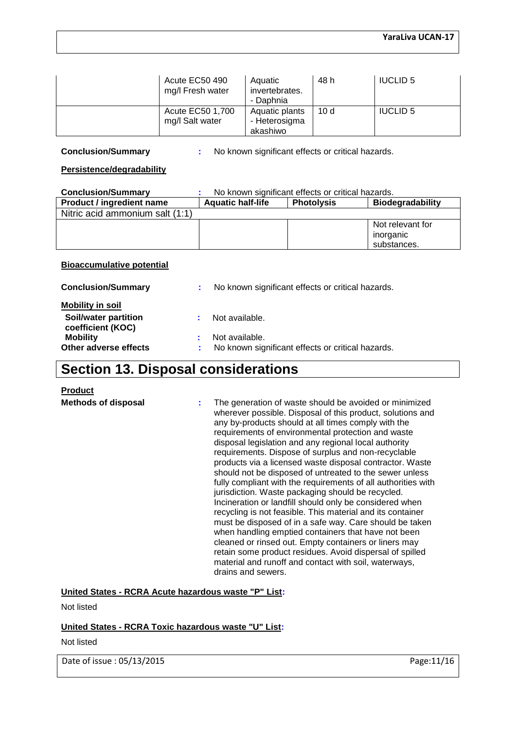| | Acute EC50 490 mg/l Fresh water | Aquatic invertebrates. - Daphnia | 48 h | IUCLID 5 |
|---|---|---|---|---|
| | Acute EC50 1,700 mg/l Salt water | Aquatic plants - Heterosigma akashiwo | 10 d | IUCLID 5 |

**Conclusion/Summary** : No known significant effects or critical hazards.

**Persistence/degradability**

**Conclusion/Summary** : No known significant effects or critical hazards.

| Product / ingredient name | Aquatic half-life | Photolysis | Biodegradability |
|---|---|---|---|
| Nitric acid ammonium salt (1:1) | | | |
| | | | Not relevant for inorganic substances. |

**Bioaccumulative potential**

**Conclusion/Summary** : No known significant effects or critical hazards.

**Mobility in soil**

**Soil/water partition coefficient (KOC)** : Not available.

**Mobility** : Not available.

**Other adverse effects** : No known significant effects or critical hazards.

# Section 13. Disposal considerations

**Product**

**Methods of disposal** : The generation of waste should be avoided or minimized wherever possible. Disposal of this product, solutions and any by-products should at all times comply with the requirements of environmental protection and waste disposal legislation and any regional local authority requirements. Dispose of surplus and non-recyclable products via a licensed waste disposal contractor. Waste should not be disposed of untreated to the sewer unless fully compliant with the requirements of all authorities with jurisdiction. Waste packaging should be recycled. Incineration or landfill should only be considered when recycling is not feasible. This material and its container must be disposed of in a safe way. Care should be taken when handling emptied containers that have not been cleaned or rinsed out. Empty containers or liners may retain some product residues. Avoid dispersal of spilled material and runoff and contact with soil, waterways, drains and sewers.

**United States - RCRA Acute hazardous waste "P" List:**

Not listed

**United States - RCRA Toxic hazardous waste "U" List:**

Not listed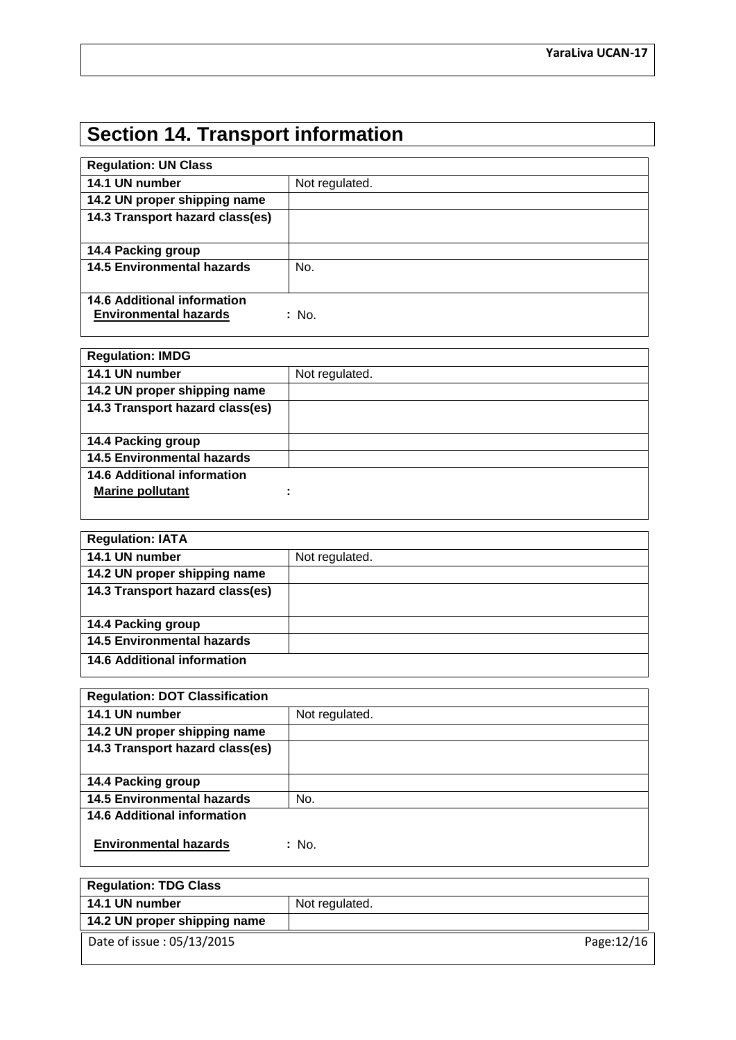# Section 14. Transport information

| Regulation: UN Class | |
|---|---|
| **14.1 UN number** | Not regulated. |
| **14.2 UN proper shipping name** | |
| **14.3 Transport hazard class(es)** | |
| **14.4 Packing group** | |
| **14.5 Environmental hazards** | No. |
| **14.6 Additional information**<br>**Environmental hazards** | : No. |

| Regulation: IMDG | |
|---|---|
| **14.1 UN number** | Not regulated. |
| **14.2 UN proper shipping name** | |
| **14.3 Transport hazard class(es)** | |
| **14.4 Packing group** | |
| **14.5 Environmental hazards** | |
| **14.6 Additional information**<br>**Marine pollutant** | : |

| Regulation: IATA | |
|---|---|
| **14.1 UN number** | Not regulated. |
| **14.2 UN proper shipping name** | |
| **14.3 Transport hazard class(es)** | |
| **14.4 Packing group** | |
| **14.5 Environmental hazards** | |
| **14.6 Additional information** | |

| Regulation: DOT Classification | |
|---|---|
| **14.1 UN number** | Not regulated. |
| **14.2 UN proper shipping name** | |
| **14.3 Transport hazard class(es)** | |
| **14.4 Packing group** | |
| **14.5 Environmental hazards** | No. |
| **14.6 Additional information**<br>**Environmental hazards** | : No. |

| Regulation: TDG Class | |
|---|---|
| **14.1 UN number** | Not regulated. |
| **14.2 UN proper shipping name** | |

Date of issue : 05/13/2015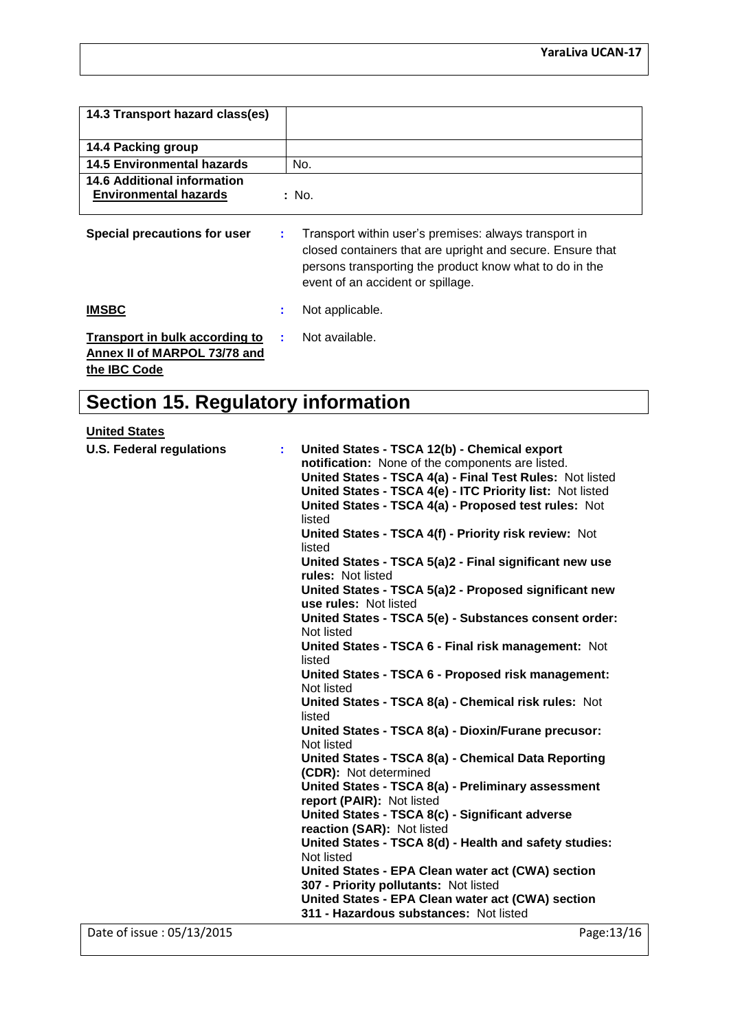| | |
|---|---|
| **14.3 Transport hazard class(es)** | |
| **14.4 Packing group** | |
| **14.5 Environmental hazards** | No. |
| **14.6 Additional information Environmental hazards** | : No. |

**Special precautions for user** : Transport within user's premises: always transport in closed containers that are upright and secure. Ensure that persons transporting the product know what to do in the event of an accident or spillage.

**IMSBC** : Not applicable.

**Transport in bulk according to Annex II of MARPOL 73/78 and the IBC Code** : Not available.

# Section 15. Regulatory information

**United States**

**U.S. Federal regulations** :

**United States - TSCA 12(b) - Chemical export notification:** None of the components are listed.
**United States - TSCA 4(a) - Final Test Rules:** Not listed
**United States - TSCA 4(e) - ITC Priority list:** Not listed
**United States - TSCA 4(a) - Proposed test rules:** Not listed
**United States - TSCA 4(f) - Priority risk review:** Not listed
**United States - TSCA 5(a)2 - Final significant new use rules:** Not listed
**United States - TSCA 5(a)2 - Proposed significant new use rules:** Not listed
**United States - TSCA 5(e) - Substances consent order:** Not listed
**United States - TSCA 6 - Final risk management:** Not listed
**United States - TSCA 6 - Proposed risk management:** Not listed
**United States - TSCA 8(a) - Chemical risk rules:** Not listed
**United States - TSCA 8(a) - Dioxin/Furane precusor:** Not listed
**United States - TSCA 8(a) - Chemical Data Reporting (CDR):** Not determined
**United States - TSCA 8(a) - Preliminary assessment report (PAIR):** Not listed
**United States - TSCA 8(c) - Significant adverse reaction (SAR):** Not listed
**United States - TSCA 8(d) - Health and safety studies:** Not listed
**United States - EPA Clean water act (CWA) section 307 - Priority pollutants:** Not listed
**United States - EPA Clean water act (CWA) section 311 - Hazardous substances:** Not listed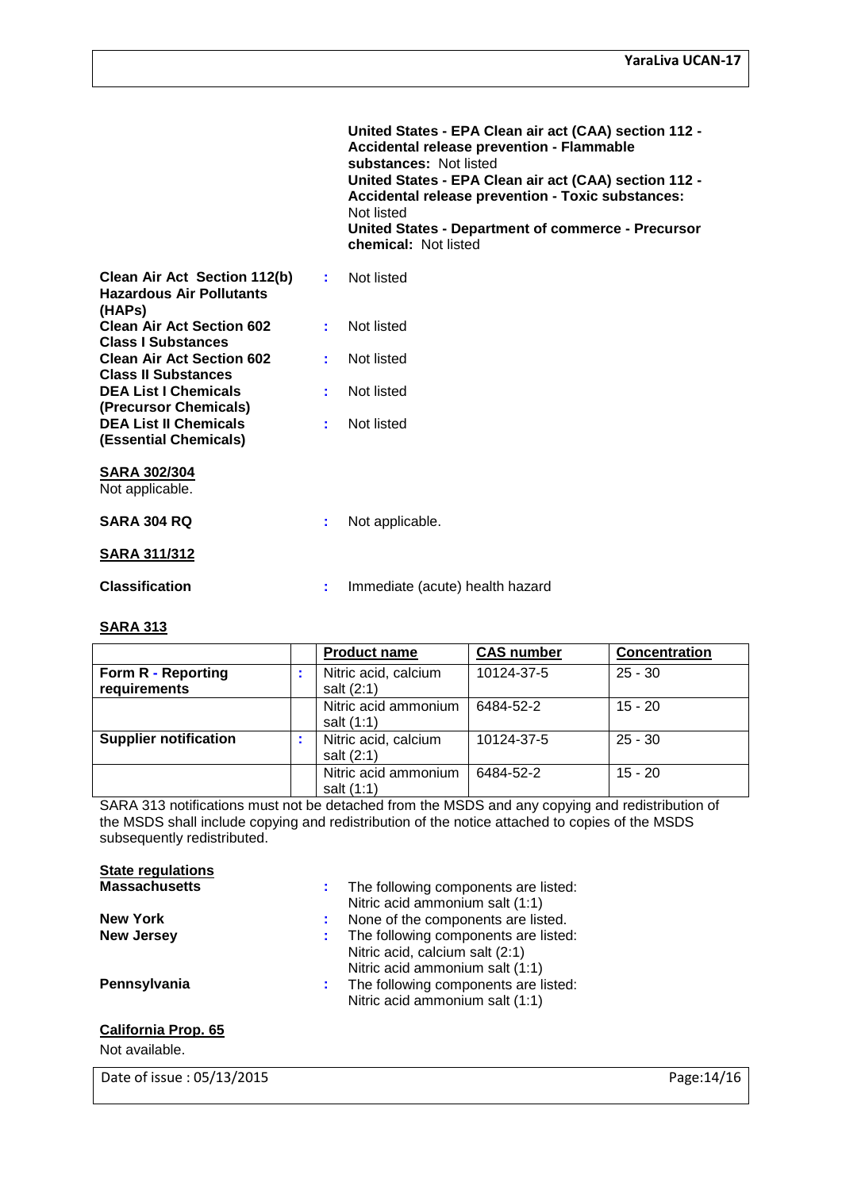**United States - EPA Clean air act (CAA) section 112 - Accidental release prevention - Flammable substances:** Not listed
**United States - EPA Clean air act (CAA) section 112 - Accidental release prevention - Toxic substances:** Not listed
**United States - Department of commerce - Precursor chemical:** Not listed

**Clean Air Act Section 112(b) Hazardous Air Pollutants (HAPs)** : Not listed
**Clean Air Act Section 602 Class I Substances** : Not listed
**Clean Air Act Section 602 Class II Substances** : Not listed
**DEA List I Chemicals (Precursor Chemicals)** : Not listed
**DEA List II Chemicals (Essential Chemicals)** : Not listed

**SARA 302/304**

Not applicable.

**SARA 304 RQ** : Not applicable.

**SARA 311/312**

**Classification** : Immediate (acute) health hazard

**SARA 313**

| | | Product name | CAS number | Concentration |
|---|---|---|---|---|
| **Form R - Reporting requirements** | : | Nitric acid, calcium salt (2:1) | 10124-37-5 | 25 - 30 |
| | | Nitric acid ammonium salt (1:1) | 6484-52-2 | 15 - 20 |
| **Supplier notification** | : | Nitric acid, calcium salt (2:1) | 10124-37-5 | 25 - 30 |
| | | Nitric acid ammonium salt (1:1) | 6484-52-2 | 15 - 20 |

SARA 313 notifications must not be detached from the MSDS and any copying and redistribution of the MSDS shall include copying and redistribution of the notice attached to copies of the MSDS subsequently redistributed.

**State regulations**

**Massachusetts** : The following components are listed: Nitric acid ammonium salt (1:1)
**New York** : None of the components are listed.
**New Jersey** : The following components are listed: Nitric acid, calcium salt (2:1) Nitric acid ammonium salt (1:1)
**Pennsylvania** : The following components are listed: Nitric acid ammonium salt (1:1)

**California Prop. 65**

Not available.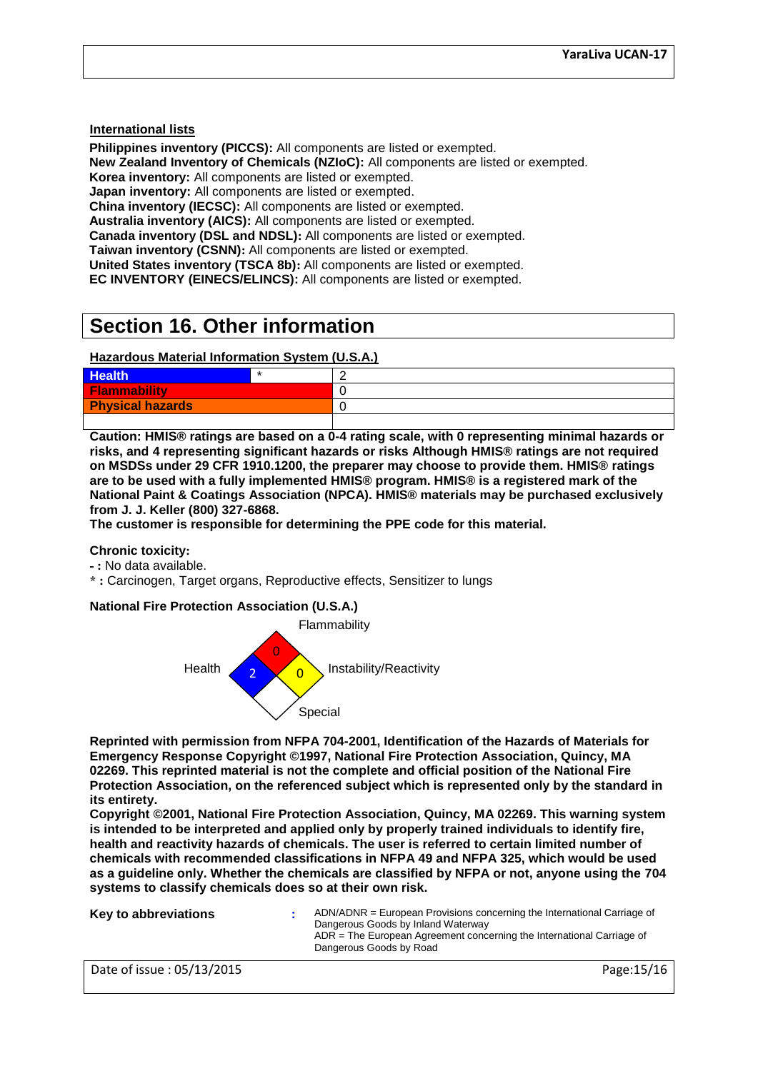**International lists**

**Philippines inventory (PICCS):** All components are listed or exempted.
**New Zealand Inventory of Chemicals (NZIoC):** All components are listed or exempted.
**Korea inventory:** All components are listed or exempted.
**Japan inventory:** All components are listed or exempted.
**China inventory (IECSC):** All components are listed or exempted.
**Australia inventory (AICS):** All components are listed or exempted.
**Canada inventory (DSL and NDSL):** All components are listed or exempted.
**Taiwan inventory (CSNN):** All components are listed or exempted.
**United States inventory (TSCA 8b):** All components are listed or exempted.
**EC INVENTORY (EINECS/ELINCS):** All components are listed or exempted.

# Section 16. Other information

**Hazardous Material Information System (U.S.A.)**

| Health | * | 2 |
|---|---|---|
| Flammability | | 0 |
| Physical hazards | | 0 |
| | | |

**Caution: HMIS® ratings are based on a 0-4 rating scale, with 0 representing minimal hazards or risks, and 4 representing significant hazards or risks Although HMIS® ratings are not required on MSDSs under 29 CFR 1910.1200, the preparer may choose to provide them. HMIS® ratings are to be used with a fully implemented HMIS® program. HMIS® is a registered mark of the National Paint & Coatings Association (NPCA). HMIS® materials may be purchased exclusively from J. J. Keller (800) 327-6868.**
**The customer is responsible for determining the PPE code for this material.**

**Chronic toxicity:**
**- :** No data available.
**\* :** Carcinogen, Target organs, Reproductive effects, Sensitizer to lungs

**National Fire Protection Association (U.S.A.)**

Flammability: 0
Health: 2
Instability/Reactivity: 0
Special:

**Reprinted with permission from NFPA 704-2001, Identification of the Hazards of Materials for Emergency Response Copyright ©1997, National Fire Protection Association, Quincy, MA 02269. This reprinted material is not the complete and official position of the National Fire Protection Association, on the referenced subject which is represented only by the standard in its entirety.**
**Copyright ©2001, National Fire Protection Association, Quincy, MA 02269. This warning system is intended to be interpreted and applied only by properly trained individuals to identify fire, health and reactivity hazards of chemicals. The user is referred to certain limited number of chemicals with recommended classifications in NFPA 49 and NFPA 325, which would be used as a guideline only. Whether the chemicals are classified by NFPA or not, anyone using the 704 systems to classify chemicals does so at their own risk.**

**Key to abbreviations** : ADN/ADNR = European Provisions concerning the International Carriage of Dangerous Goods by Inland Waterway
ADR = The European Agreement concerning the International Carriage of Dangerous Goods by Road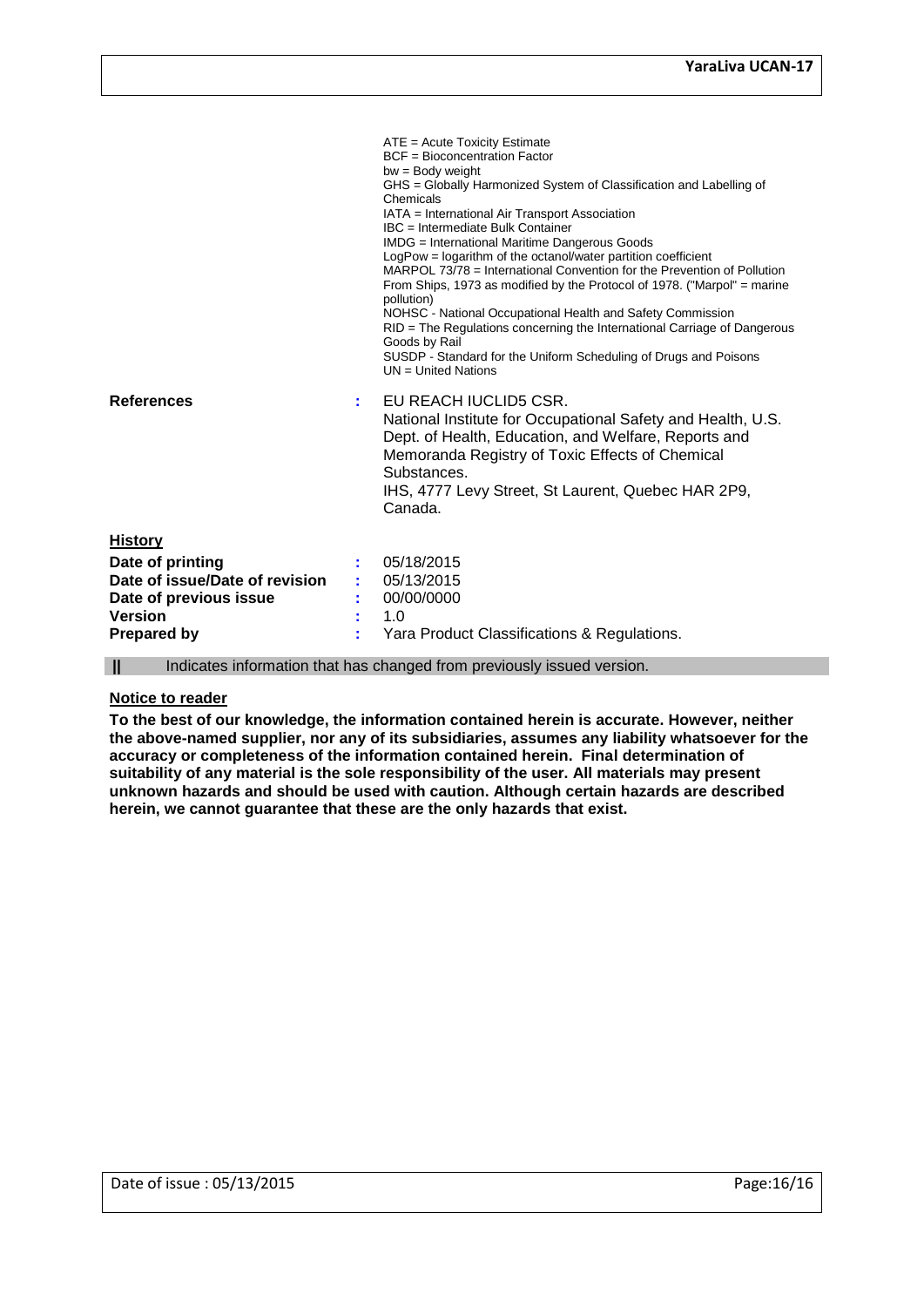ATE = Acute Toxicity Estimate
BCF = Bioconcentration Factor
bw = Body weight
GHS = Globally Harmonized System of Classification and Labelling of Chemicals
IATA = International Air Transport Association
IBC = Intermediate Bulk Container
IMDG = International Maritime Dangerous Goods
LogPow = logarithm of the octanol/water partition coefficient
MARPOL 73/78 = International Convention for the Prevention of Pollution From Ships, 1973 as modified by the Protocol of 1978. ("Marpol" = marine pollution)
NOHSC - National Occupational Health and Safety Commission
RID = The Regulations concerning the International Carriage of Dangerous Goods by Rail
SUSDP - Standard for the Uniform Scheduling of Drugs and Poisons
UN = United Nations

**References** : EU REACH IUCLID5 CSR.
National Institute for Occupational Safety and Health, U.S. Dept. of Health, Education, and Welfare, Reports and Memoranda Registry of Toxic Effects of Chemical Substances.
IHS, 4777 Levy Street, St Laurent, Quebec HAR 2P9, Canada.

**History**

| | | |
|---|---|---|
| **Date of printing** | : | 05/18/2015 |
| **Date of issue/Date of revision** | : | 05/13/2015 |
| **Date of previous issue** | : | 00/00/0000 |
| **Version** | : | 1.0 |
| **Prepared by** | : | Yara Product Classifications & Regulations. |

|| Indicates information that has changed from previously issued version.

**Notice to reader**

**To the best of our knowledge, the information contained herein is accurate. However, neither the above-named supplier, nor any of its subsidiaries, assumes any liability whatsoever for the accuracy or completeness of the information contained herein. Final determination of suitability of any material is the sole responsibility of the user. All materials may present unknown hazards and should be used with caution. Although certain hazards are described herein, we cannot guarantee that these are the only hazards that exist.**